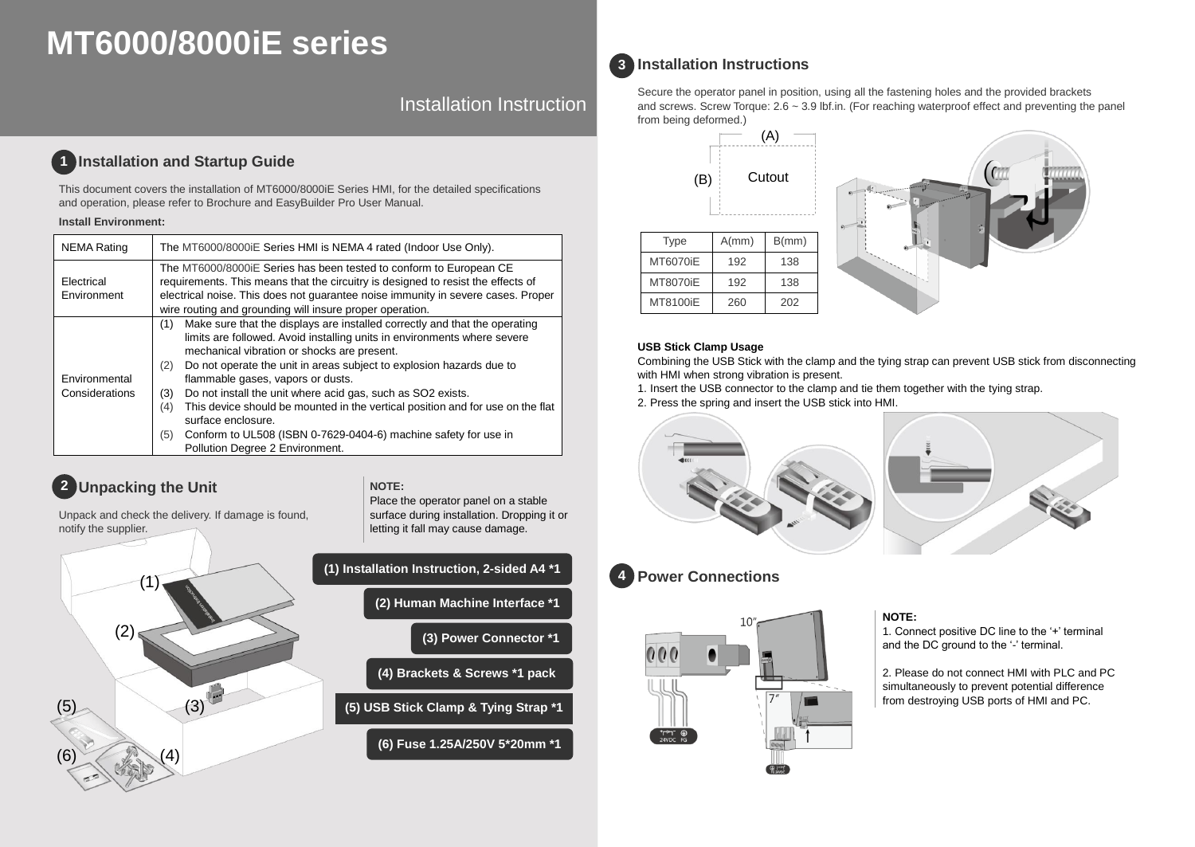# MT6000/8000iE series

Installation Instruction

## 1 Installation and Startup Guide

This document covers the installation of MT6000/8000iE Series HMI, for the detailed specifications and operation, please refer to Brochure and EasyBuilder Pro User Manual.

**Install Environment:**

| NEMA Rating | The MT6000/8000iE Series HMI is NEMA 4 rated (Indoor Use Only). |
|---|---|
| Electrical Environment | The MT6000/8000iE Series has been tested to conform to European CE requirements. This means that the circuitry is designed to resist the effects of electrical noise. This does not guarantee noise immunity in severe cases. Proper wire routing and grounding will insure proper operation. |
| Environmental Considerations | (1) Make sure that the displays are installed correctly and that the operating limits are followed. Avoid installing units in environments where severe mechanical vibration or shocks are present. (2) Do not operate the unit in areas subject to explosion hazards due to flammable gases, vapors or dusts. (3) Do not install the unit where acid gas, such as SO2 exists. (4) This device should be mounted in the vertical position and for use on the flat surface enclosure. (5) Conform to UL508 (ISBN 0-7629-0404-6) machine safety for use in Pollution Degree 2 Environment. |

## 2 Unpacking the Unit

Unpack and check the delivery. If damage is found, notify the supplier.

**NOTE:**
Place the operator panel on a stable surface during installation. Dropping it or letting it fall may cause damage.

- (1) Installation Instruction, 2-sided A4 *1
- (2) Human Machine Interface *1
- (3) Power Connector *1
- (4) Brackets & Screws *1 pack
- (5) USB Stick Clamp & Tying Strap *1
- (6) Fuse 1.25A/250V 5*20mm *1

## 3 Installation Instructions

Secure the operator panel in position, using all the fastening holes and the provided brackets and screws. Screw Torque: 2.6 ~ 3.9 lbf.in. (For reaching waterproof effect and preventing the panel from being deformed.)

| Type | A(mm) | B(mm) |
|---|---|---|
| MT6070iE | 192 | 138 |
| MT8070iE | 192 | 138 |
| MT8100iE | 260 | 202 |

**USB Stick Clamp Usage**

Combining the USB Stick with the clamp and the tying strap can prevent USB stick from disconnecting with HMI when strong vibration is present.

1. Insert the USB connector to the clamp and tie them together with the tying strap.
2. Press the spring and insert the USB stick into HMI.

## 4 Power Connections

**NOTE:**

1. Connect positive DC line to the '+' terminal and the DC ground to the '-' terminal.

2. Please do not connect HMI with PLC and PC simultaneously to prevent potential difference from destroying USB ports of HMI and PC.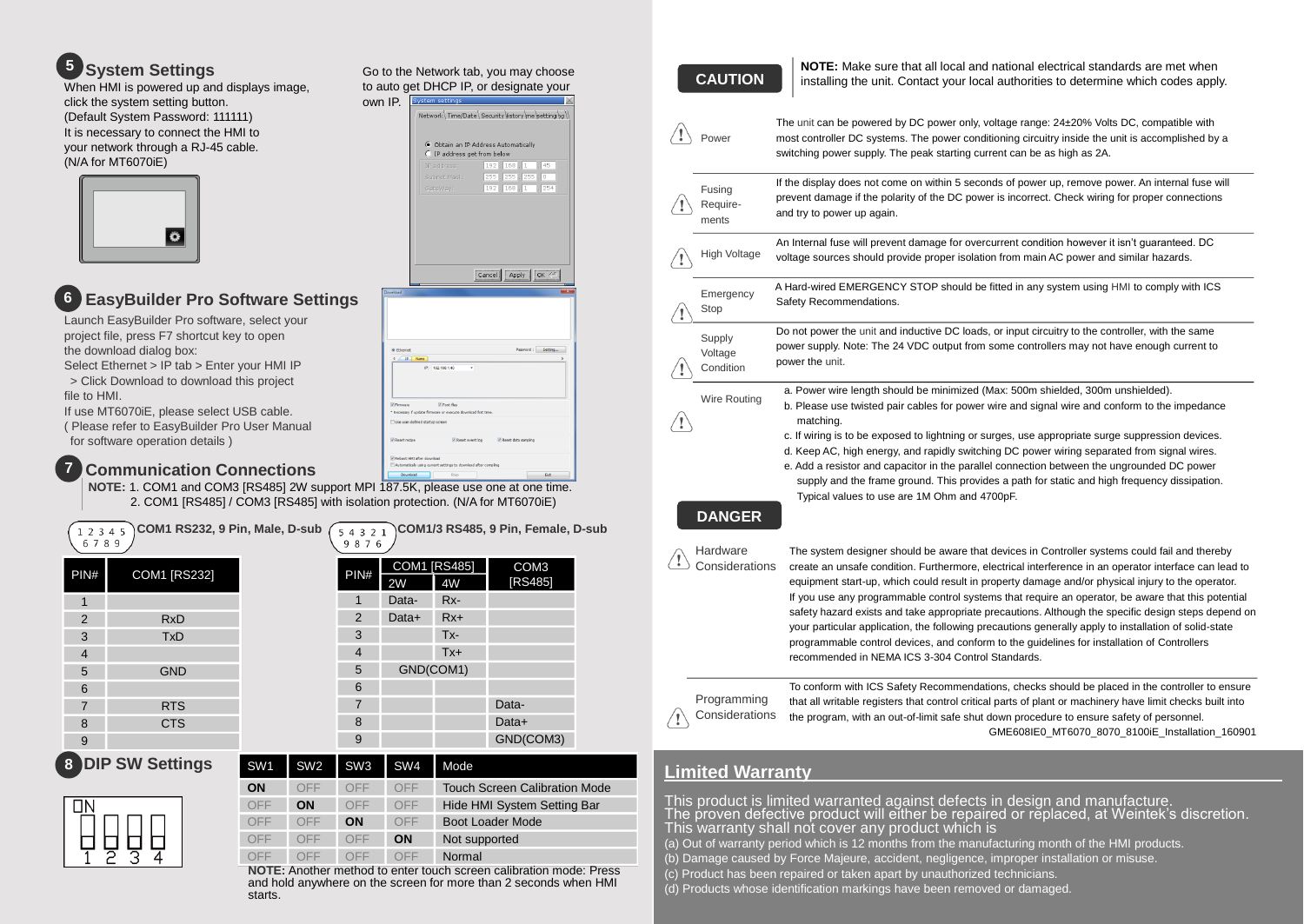## 5 System Settings

When HMI is powered up and displays image, click the system setting button.
(Default System Password: 111111)
It is necessary to connect the HMI to your network through a RJ-45 cable.
(N/A for MT6070iE)

Go to the Network tab, you may choose to auto get DHCP IP, or designate your own IP.

## 6 EasyBuilder Pro Software Settings

Launch EasyBuilder Pro software, select your project file, press F7 shortcut key to open the download dialog box:
Select Ethernet > IP tab > Enter your HMI IP > Click Download to download this project file to HMI.
If use MT6070iE, please select USB cable.
( Please refer to EasyBuilder Pro User Manual for software operation details )

## 7 Communication Connections

**NOTE:** 1. COM1 and COM3 [RS485] 2W support MPI 187.5K, please use one at one time.
2. COM1 [RS485] / COM3 [RS485] with isolation protection. (N/A for MT6070iE)

**COM1 RS232, 9 Pin, Male, D-sub**

| PIN# | COM1 [RS232] |
|---|---|
| 1 | |
| 2 | RxD |
| 3 | TxD |
| 4 | |
| 5 | GND |
| 6 | |
| 7 | RTS |
| 8 | CTS |
| 9 | |

**COM1/3 RS485, 9 Pin, Female, D-sub**

| PIN# | COM1 [RS485] | | COM3 [RS485] |
|---|---|---|---|
| | 2W | 4W | |
| 1 | Data- | Rx- | |
| 2 | Data+ | Rx+ | |
| 3 | | Tx- | |
| 4 | | Tx+ | |
| 5 | GND(COM1) | | |
| 6 | | | |
| 7 | | | Data- |
| 8 | | | Data+ |
| 9 | | | GND(COM3) |

## 8 DIP SW Settings

| SW1 | SW2 | SW3 | SW4 | Mode |
|---|---|---|---|---|
| **ON** | OFF | OFF | OFF | Touch Screen Calibration Mode |
| OFF | **ON** | OFF | OFF | Hide HMI System Setting Bar |
| OFF | OFF | **ON** | OFF | Boot Loader Mode |
| OFF | OFF | OFF | **ON** | Not supported |
| OFF | OFF | OFF | OFF | Normal |

**NOTE:** Another method to enter touch screen calibration mode: Press and hold anywhere on the screen for more than 2 seconds when HMI starts.

## CAUTION

**NOTE:** Make sure that all local and national electrical standards are met when installing the unit. Contact your local authorities to determine which codes apply.

| | |
|---|---|
| Power | The unit can be powered by DC power only, voltage range: 24±20% Volts DC, compatible with most controller DC systems. The power conditioning circuitry inside the unit is accomplished by a switching power supply. The peak starting current can be as high as 2A. |
| Fusing Requirements | If the display does not come on within 5 seconds of power up, remove power. An internal fuse will prevent damage if the polarity of the DC power is incorrect. Check wiring for proper connections and try to power up again. |
| High Voltage | An Internal fuse will prevent damage for overcurrent condition however it isn't guaranteed. DC voltage sources should provide proper isolation from main AC power and similar hazards. |
| Emergency Stop | A Hard-wired EMERGENCY STOP should be fitted in any system using HMI to comply with ICS Safety Recommendations. |
| Supply Voltage Condition | Do not power the unit and inductive DC loads, or input circuitry to the controller, with the same power supply. Note: The 24 VDC output from some controllers may not have enough current to power the unit. |
| Wire Routing | a. Power wire length should be minimized (Max: 500m shielded, 300m unshielded).<br>b. Please use twisted pair cables for power wire and signal wire and conform to the impedance matching.<br>c. If wiring is to be exposed to lightning or surges, use appropriate surge suppression devices.<br>d. Keep AC, high energy, and rapidly switching DC power wiring separated from signal wires.<br>e. Add a resistor and capacitor in the parallel connection between the ungrounded DC power supply and the frame ground. This provides a path for static and high frequency dissipation. Typical values to use are 1M Ohm and 4700pF. |

## DANGER

| | |
|---|---|
| Hardware Considerations | The system designer should be aware that devices in Controller systems could fail and thereby create an unsafe condition. Furthermore, electrical interference in an operator interface can lead to equipment start-up, which could result in property damage and/or physical injury to the operator. If you use any programmable control systems that require an operator, be aware that this potential safety hazard exists and take appropriate precautions. Although the specific design steps depend on your particular application, the following precautions generally apply to installation of solid-state programmable control devices, and conform to the guidelines for installation of Controllers recommended in NEMA ICS 3-304 Control Standards. |
| Programming Considerations | To conform with ICS Safety Recommendations, checks should be placed in the controller to ensure that all writable registers that control critical parts of plant or machinery have limit checks built into the program, with an out-of-limit safe shut down procedure to ensure safety of personnel. |

GME608IE0_MT6070_8070_8100iE_Installation_160901

## Limited Warranty

This product is limited warranted against defects in design and manufacture.
The proven defective product will either be repaired or replaced, at Weintek's discretion.
This warranty shall not cover any product which is

(a) Out of warranty period which is 12 months from the manufacturing month of the HMI products.
(b) Damage caused by Force Majeure, accident, negligence, improper installation or misuse.
(c) Product has been repaired or taken apart by unauthorized technicians.
(d) Products whose identification markings have been removed or damaged.